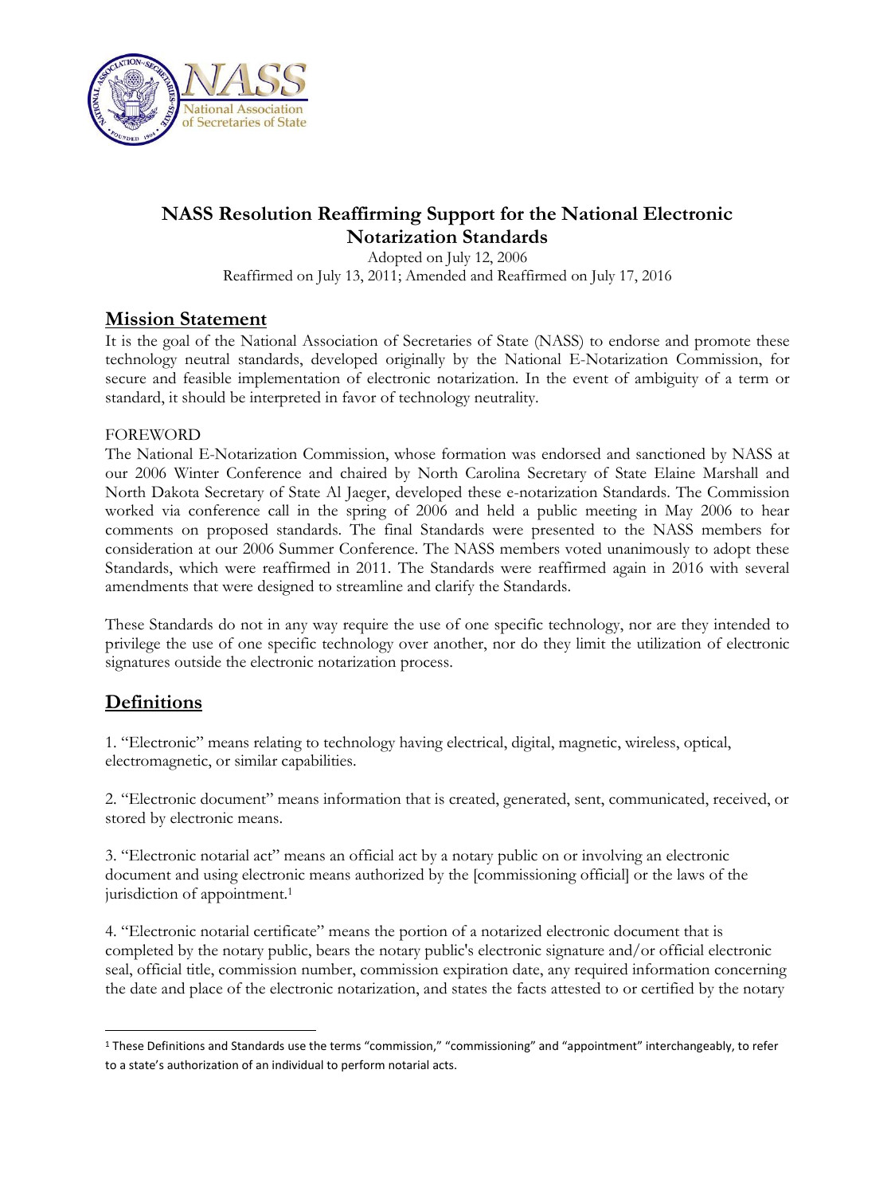# NASS Resolution Reaffirming Support for the National Electronic Notarization Standards

Adopted on July 12, 2006
Reaffirmed on July 13, 2011; Amended and Reaffirmed on July 17, 2016

## Mission Statement

It is the goal of the National Association of Secretaries of State (NASS) to endorse and promote these technology neutral standards, developed originally by the National E-Notarization Commission, for secure and feasible implementation of electronic notarization. In the event of ambiguity of a term or standard, it should be interpreted in favor of technology neutrality.

FOREWORD

The National E-Notarization Commission, whose formation was endorsed and sanctioned by NASS at our 2006 Winter Conference and chaired by North Carolina Secretary of State Elaine Marshall and North Dakota Secretary of State Al Jaeger, developed these e-notarization Standards. The Commission worked via conference call in the spring of 2006 and held a public meeting in May 2006 to hear comments on proposed standards. The final Standards were presented to the NASS members for consideration at our 2006 Summer Conference. The NASS members voted unanimously to adopt these Standards, which were reaffirmed in 2011. The Standards were reaffirmed again in 2016 with several amendments that were designed to streamline and clarify the Standards.

These Standards do not in any way require the use of one specific technology, nor are they intended to privilege the use of one specific technology over another, nor do they limit the utilization of electronic signatures outside the electronic notarization process.

## Definitions

1. "Electronic" means relating to technology having electrical, digital, magnetic, wireless, optical, electromagnetic, or similar capabilities.

2. "Electronic document" means information that is created, generated, sent, communicated, received, or stored by electronic means.

3. "Electronic notarial act" means an official act by a notary public on or involving an electronic document and using electronic means authorized by the [commissioning official] or the laws of the jurisdiction of appointment.[1]

4. "Electronic notarial certificate" means the portion of a notarized electronic document that is completed by the notary public, bears the notary public's electronic signature and/or official electronic seal, official title, commission number, commission expiration date, any required information concerning the date and place of the electronic notarization, and states the facts attested to or certified by the notary

[1] These Definitions and Standards use the terms "commission," "commissioning" and "appointment" interchangeably, to refer to a state's authorization of an individual to perform notarial acts.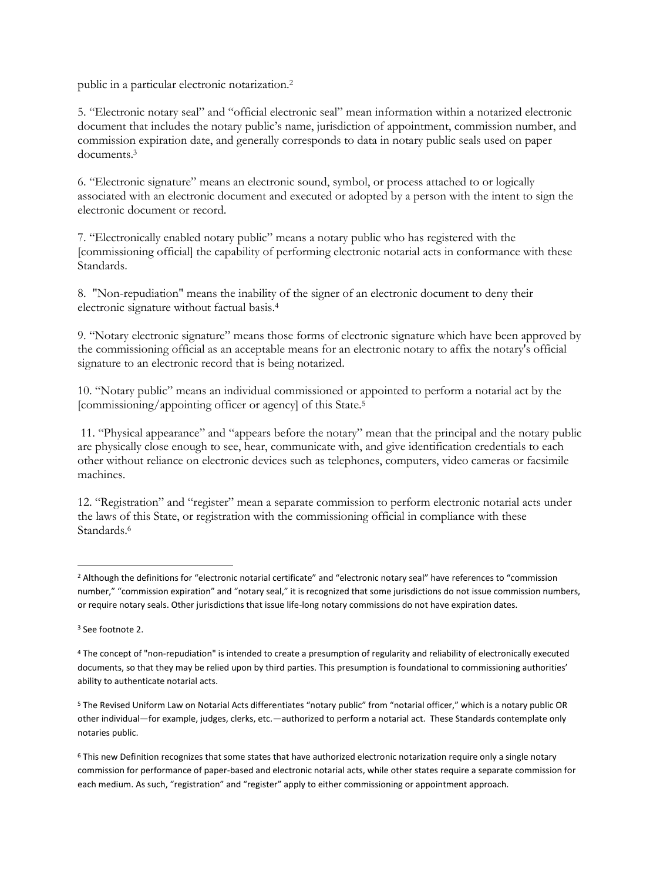public in a particular electronic notarization.[2]

5. "Electronic notary seal" and "official electronic seal" mean information within a notarized electronic document that includes the notary public's name, jurisdiction of appointment, commission number, and commission expiration date, and generally corresponds to data in notary public seals used on paper documents.[3]

6. "Electronic signature" means an electronic sound, symbol, or process attached to or logically associated with an electronic document and executed or adopted by a person with the intent to sign the electronic document or record.

7. "Electronically enabled notary public" means a notary public who has registered with the [commissioning official] the capability of performing electronic notarial acts in conformance with these Standards.

8. "Non-repudiation" means the inability of the signer of an electronic document to deny their electronic signature without factual basis.[4]

9. "Notary electronic signature" means those forms of electronic signature which have been approved by the commissioning official as an acceptable means for an electronic notary to affix the notary's official signature to an electronic record that is being notarized.

10. "Notary public" means an individual commissioned or appointed to perform a notarial act by the [commissioning/appointing officer or agency] of this State.[5]

11. "Physical appearance" and "appears before the notary" mean that the principal and the notary public are physically close enough to see, hear, communicate with, and give identification credentials to each other without reliance on electronic devices such as telephones, computers, video cameras or facsimile machines.

12. "Registration" and "register" mean a separate commission to perform electronic notarial acts under the laws of this State, or registration with the commissioning official in compliance with these Standards.[6]

---

[2] Although the definitions for "electronic notarial certificate" and "electronic notary seal" have references to "commission number," "commission expiration" and "notary seal," it is recognized that some jurisdictions do not issue commission numbers, or require notary seals. Other jurisdictions that issue life-long notary commissions do not have expiration dates.

[3] See footnote 2.

[4] The concept of "non-repudiation" is intended to create a presumption of regularity and reliability of electronically executed documents, so that they may be relied upon by third parties. This presumption is foundational to commissioning authorities' ability to authenticate notarial acts.

[5] The Revised Uniform Law on Notarial Acts differentiates "notary public" from "notarial officer," which is a notary public OR other individual—for example, judges, clerks, etc.—authorized to perform a notarial act. These Standards contemplate only notaries public.

[6] This new Definition recognizes that some states that have authorized electronic notarization require only a single notary commission for performance of paper-based and electronic notarial acts, while other states require a separate commission for each medium. As such, "registration" and "register" apply to either commissioning or appointment approach.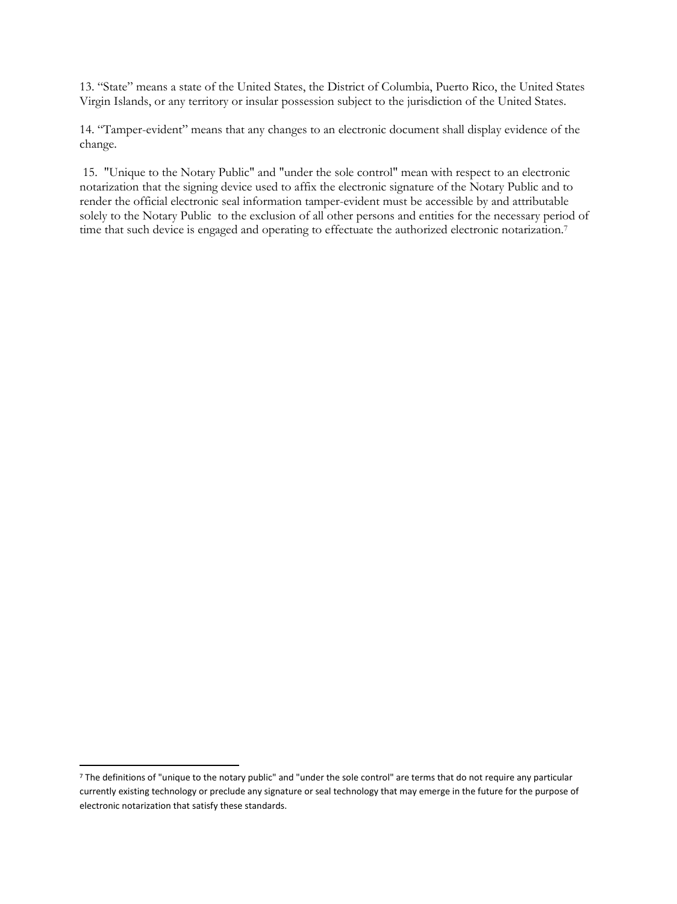13. “State” means a state of the United States, the District of Columbia, Puerto Rico, the United States Virgin Islands, or any territory or insular possession subject to the jurisdiction of the United States.

14. “Tamper-evident” means that any changes to an electronic document shall display evidence of the change.

15. "Unique to the Notary Public" and "under the sole control" mean with respect to an electronic notarization that the signing device used to affix the electronic signature of the Notary Public and to render the official electronic seal information tamper-evident must be accessible by and attributable solely to the Notary Public to the exclusion of all other persons and entities for the necessary period of time that such device is engaged and operating to effectuate the authorized electronic notarization.[7]

---

[7] The definitions of "unique to the notary public" and "under the sole control" are terms that do not require any particular currently existing technology or preclude any signature or seal technology that may emerge in the future for the purpose of electronic notarization that satisfy these standards.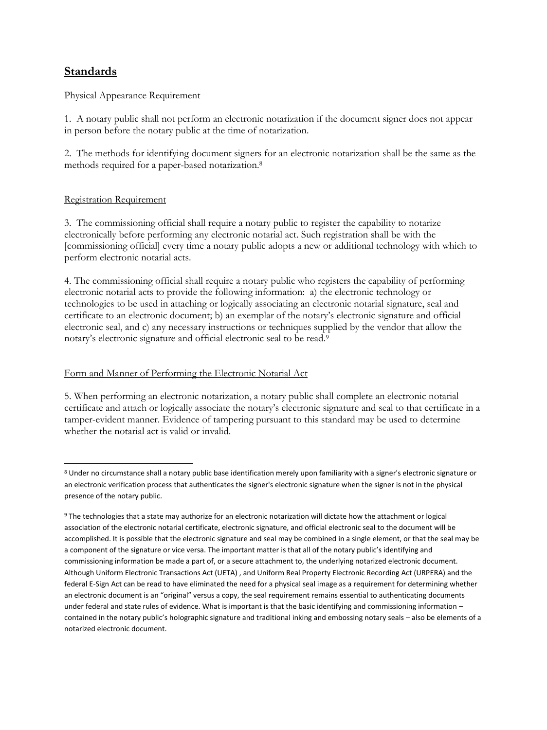## Standards

Physical Appearance Requirement

1. A notary public shall not perform an electronic notarization if the document signer does not appear in person before the notary public at the time of notarization.

2. The methods for identifying document signers for an electronic notarization shall be the same as the methods required for a paper-based notarization.[8]

Registration Requirement

3. The commissioning official shall require a notary public to register the capability to notarize electronically before performing any electronic notarial act. Such registration shall be with the [commissioning official] every time a notary public adopts a new or additional technology with which to perform electronic notarial acts.

4. The commissioning official shall require a notary public who registers the capability of performing electronic notarial acts to provide the following information: a) the electronic technology or technologies to be used in attaching or logically associating an electronic notarial signature, seal and certificate to an electronic document; b) an exemplar of the notary's electronic signature and official electronic seal, and c) any necessary instructions or techniques supplied by the vendor that allow the notary's electronic signature and official electronic seal to be read.[9]

Form and Manner of Performing the Electronic Notarial Act

5. When performing an electronic notarization, a notary public shall complete an electronic notarial certificate and attach or logically associate the notary's electronic signature and seal to that certificate in a tamper-evident manner. Evidence of tampering pursuant to this standard may be used to determine whether the notarial act is valid or invalid.

---

[8] Under no circumstance shall a notary public base identification merely upon familiarity with a signer's electronic signature or an electronic verification process that authenticates the signer's electronic signature when the signer is not in the physical presence of the notary public.

[9] The technologies that a state may authorize for an electronic notarization will dictate how the attachment or logical association of the electronic notarial certificate, electronic signature, and official electronic seal to the document will be accomplished. It is possible that the electronic signature and seal may be combined in a single element, or that the seal may be a component of the signature or vice versa. The important matter is that all of the notary public's identifying and commissioning information be made a part of, or a secure attachment to, the underlying notarized electronic document. Although Uniform Electronic Transactions Act (UETA) , and Uniform Real Property Electronic Recording Act (URPERA) and the federal E-Sign Act can be read to have eliminated the need for a physical seal image as a requirement for determining whether an electronic document is an "original" versus a copy, the seal requirement remains essential to authenticating documents under federal and state rules of evidence. What is important is that the basic identifying and commissioning information – contained in the notary public's holographic signature and traditional inking and embossing notary seals – also be elements of a notarized electronic document.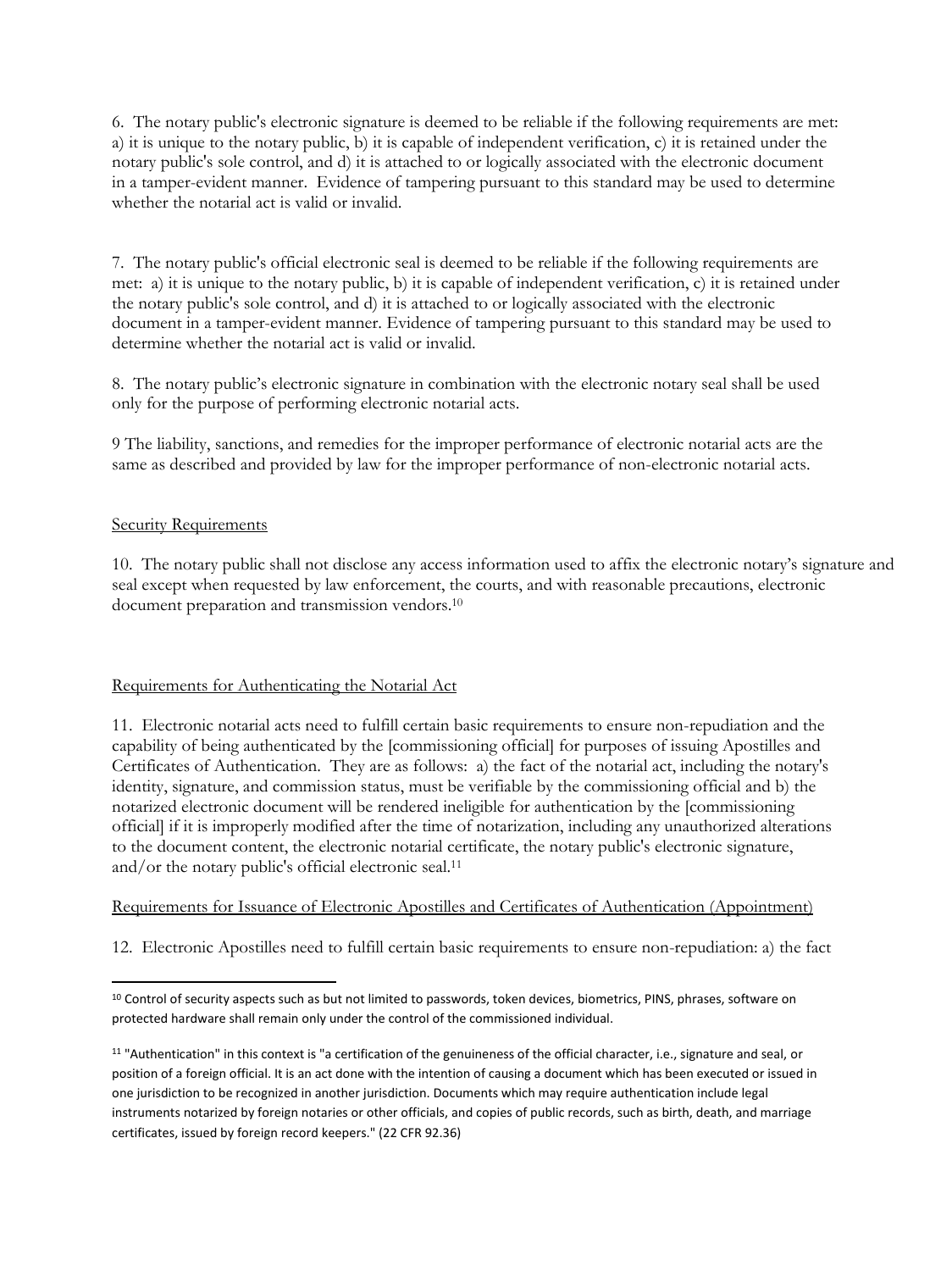6. The notary public's electronic signature is deemed to be reliable if the following requirements are met: a) it is unique to the notary public, b) it is capable of independent verification, c) it is retained under the notary public's sole control, and d) it is attached to or logically associated with the electronic document in a tamper-evident manner. Evidence of tampering pursuant to this standard may be used to determine whether the notarial act is valid or invalid.

7. The notary public's official electronic seal is deemed to be reliable if the following requirements are met: a) it is unique to the notary public, b) it is capable of independent verification, c) it is retained under the notary public's sole control, and d) it is attached to or logically associated with the electronic document in a tamper-evident manner. Evidence of tampering pursuant to this standard may be used to determine whether the notarial act is valid or invalid.

8. The notary public's electronic signature in combination with the electronic notary seal shall be used only for the purpose of performing electronic notarial acts.

9 The liability, sanctions, and remedies for the improper performance of electronic notarial acts are the same as described and provided by law for the improper performance of non-electronic notarial acts.

<u>Security Requirements</u>

10. The notary public shall not disclose any access information used to affix the electronic notary's signature and seal except when requested by law enforcement, the courts, and with reasonable precautions, electronic document preparation and transmission vendors.[10]

<u>Requirements for Authenticating the Notarial Act</u>

11. Electronic notarial acts need to fulfill certain basic requirements to ensure non-repudiation and the capability of being authenticated by the [commissioning official] for purposes of issuing Apostilles and Certificates of Authentication. They are as follows: a) the fact of the notarial act, including the notary's identity, signature, and commission status, must be verifiable by the commissioning official and b) the notarized electronic document will be rendered ineligible for authentication by the [commissioning official] if it is improperly modified after the time of notarization, including any unauthorized alterations to the document content, the electronic notarial certificate, the notary public's electronic signature, and/or the notary public's official electronic seal.[11]

<u>Requirements for Issuance of Electronic Apostilles and Certificates of Authentication (Appointment)</u>

12. Electronic Apostilles need to fulfill certain basic requirements to ensure non-repudiation: a) the fact

---

[10] Control of security aspects such as but not limited to passwords, token devices, biometrics, PINS, phrases, software on protected hardware shall remain only under the control of the commissioned individual.

[11] "Authentication" in this context is "a certification of the genuineness of the official character, i.e., signature and seal, or position of a foreign official. It is an act done with the intention of causing a document which has been executed or issued in one jurisdiction to be recognized in another jurisdiction. Documents which may require authentication include legal instruments notarized by foreign notaries or other officials, and copies of public records, such as birth, death, and marriage certificates, issued by foreign record keepers." (22 CFR 92.36)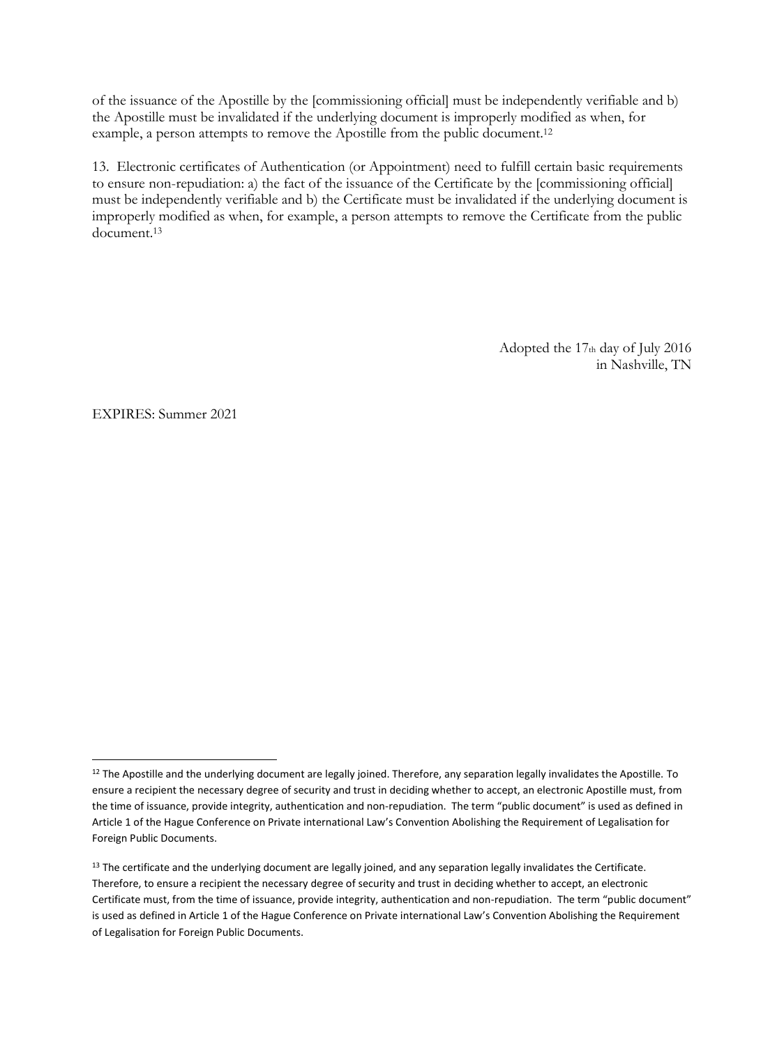of the issuance of the Apostille by the [commissioning official] must be independently verifiable and b) the Apostille must be invalidated if the underlying document is improperly modified as when, for example, a person attempts to remove the Apostille from the public document.[12]

13. Electronic certificates of Authentication (or Appointment) need to fulfill certain basic requirements to ensure non-repudiation: a) the fact of the issuance of the Certificate by the [commissioning official] must be independently verifiable and b) the Certificate must be invalidated if the underlying document is improperly modified as when, for example, a person attempts to remove the Certificate from the public document.[13]

Adopted the 17th day of July 2016
in Nashville, TN

EXPIRES: Summer 2021

---

[12] The Apostille and the underlying document are legally joined. Therefore, any separation legally invalidates the Apostille. To ensure a recipient the necessary degree of security and trust in deciding whether to accept, an electronic Apostille must, from the time of issuance, provide integrity, authentication and non-repudiation. The term "public document" is used as defined in Article 1 of the Hague Conference on Private international Law's Convention Abolishing the Requirement of Legalisation for Foreign Public Documents.

[13] The certificate and the underlying document are legally joined, and any separation legally invalidates the Certificate. Therefore, to ensure a recipient the necessary degree of security and trust in deciding whether to accept, an electronic Certificate must, from the time of issuance, provide integrity, authentication and non-repudiation. The term "public document" is used as defined in Article 1 of the Hague Conference on Private international Law's Convention Abolishing the Requirement of Legalisation for Foreign Public Documents.